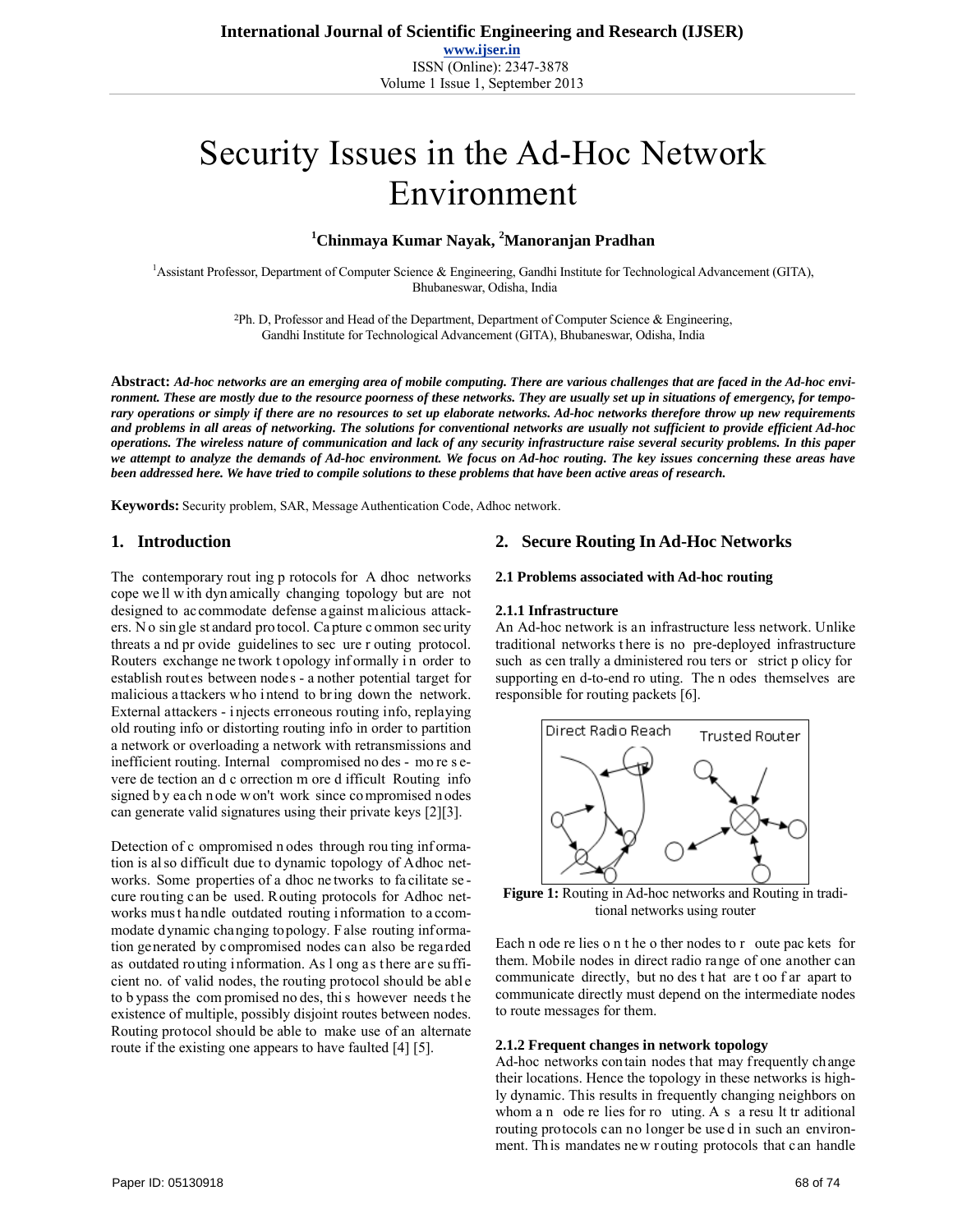# Security Issues in the Ad-Hoc Network Environment

**[1]Chinmaya Kumar Nayak, [2]Manoranjan Pradhan**

[1]Assistant Professor, Department of Computer Science & Engineering, Gandhi Institute for Technological Advancement (GITA), Bhubaneswar, Odisha, India

[2]Ph. D, Professor and Head of the Department, Department of Computer Science & Engineering, Gandhi Institute for Technological Advancement (GITA), Bhubaneswar, Odisha, India

**Abstract:** ***Ad-hoc networks are an emerging area of mobile computing. There are various challenges that are faced in the Ad-hoc environment. These are mostly due to the resource poorness of these networks. They are usually set up in situations of emergency, for temporary operations or simply if there are no resources to set up elaborate networks. Ad-hoc networks therefore throw up new requirements and problems in all areas of networking. The solutions for conventional networks are usually not sufficient to provide efficient Ad-hoc operations. The wireless nature of communication and lack of any security infrastructure raise several security problems. In this paper we attempt to analyze the demands of Ad-hoc environment. We focus on Ad-hoc routing. The key issues concerning these areas have been addressed here. We have tried to compile solutions to these problems that have been active areas of research.***

**Keywords:** Security problem, SAR, Message Authentication Code, Adhoc network.

## 1. Introduction

The contemporary routing protocols for Adhoc networks cope well with dynamically changing topology but are not designed to accommodate defense against malicious attackers. No single standard protocol. Capture common security threats and provide guidelines to secure routing protocol. Routers exchange network topology informally in order to establish routes between nodes - another potential target for malicious attackers who intend to bring down the network. External attackers - injects erroneous routing info, replaying old routing info or distorting routing info in order to partition a network or overloading a network with retransmissions and inefficient routing. Internal compromised nodes - more severe detection and correction more difficult Routing info signed by each node won't work since compromised nodes can generate valid signatures using their private keys [2][3].

Detection of compromised nodes through routing information is also difficult due to dynamic topology of Adhoc networks. Some properties of adhoc networks to facilitate secure routing can be used. Routing protocols for Adhoc networks must handle outdated routing information to accommodate dynamic changing topology. False routing information generated by compromised nodes can also be regarded as outdated routing information. As long as there are sufficient no. of valid nodes, the routing protocol should be able to bypass the compromised nodes, this however needs the existence of multiple, possibly disjoint routes between nodes. Routing protocol should be able to make use of an alternate route if the existing one appears to have faulted [4] [5].

## 2. Secure Routing In Ad-Hoc Networks

### 2.1 Problems associated with Ad-hoc routing

#### 2.1.1 Infrastructure

An Ad-hoc network is an infrastructure less network. Unlike traditional networks there is no pre-deployed infrastructure such as centrally administered routers or strict policy for supporting end-to-end routing. The nodes themselves are responsible for routing packets [6].

**Figure 1:** Routing in Ad-hoc networks and Routing in traditional networks using router

Each node relies on the other nodes to route packets for them. Mobile nodes in direct radio range of one another can communicate directly, but nodes that are too far apart to communicate directly must depend on the intermediate nodes to route messages for them.

#### 2.1.2 Frequent changes in network topology

Ad-hoc networks contain nodes that may frequently change their locations. Hence the topology in these networks is highly dynamic. This results in frequently changing neighbors on whom a node relies for routing. As a result traditional routing protocols can no longer be used in such an environment. This mandates new routing protocols that can handle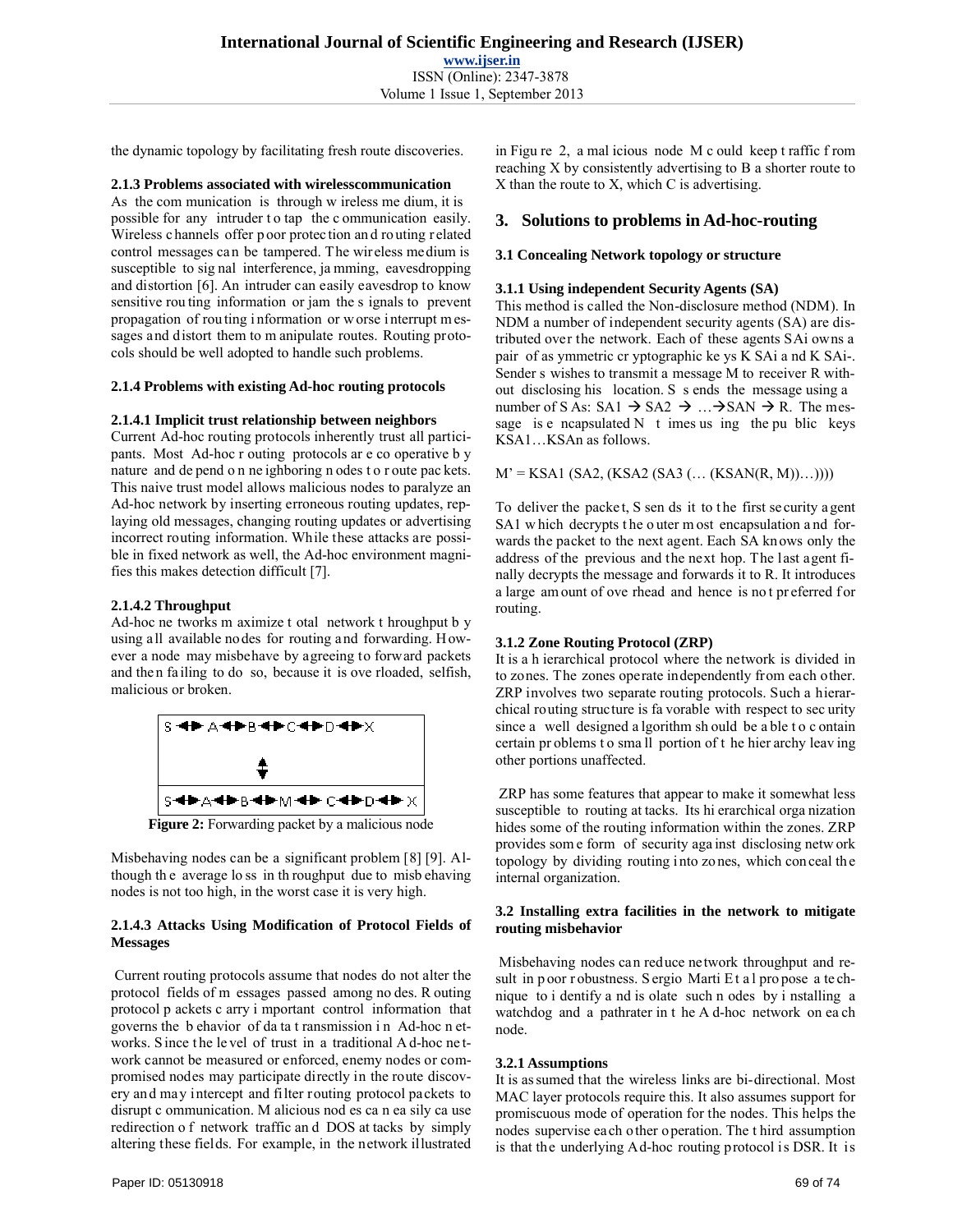the dynamic topology by facilitating fresh route discoveries.

### 2.1.3 Problems associated with wirelesscommunication

As the communication is through wireless medium, it is possible for any intruder to tap the communication easily. Wireless channels offer poor protection and routing related control messages can be tampered. The wireless medium is susceptible to signal interference, jamming, eavesdropping and distortion [6]. An intruder can easily eavesdrop to know sensitive routing information or jam the signals to prevent propagation of routing information or worse interrupt messages and distort them to manipulate routes. Routing protocols should be well adopted to handle such problems.

### 2.1.4 Problems with existing Ad-hoc routing protocols

#### 2.1.4.1 Implicit trust relationship between neighbors

Current Ad-hoc routing protocols inherently trust all participants. Most Ad-hoc routing protocols are cooperative by nature and depend on neighboring nodes to route packets. This naive trust model allows malicious nodes to paralyze an Ad-hoc network by inserting erroneous routing updates, replaying old messages, changing routing updates or advertising incorrect routing information. While these attacks are possible in fixed network as well, the Ad-hoc environment magnifies this makes detection difficult [7].

#### 2.1.4.2 Throughput

Ad-hoc networks maximize total network throughput by using all available nodes for routing and forwarding. However a node may misbehave by agreeing to forward packets and then failing to do so, because it is overloaded, selfish, malicious or broken.

S ◄► A ◄► B ◄► C ◄► D ◄► X

⇕

S ◄► A ◄► B ◄► M ◄► C ◄► D ◄► X

**Figure 2:** Forwarding packet by a malicious node

Misbehaving nodes can be a significant problem [8] [9]. Although the average loss in throughput due to misbehaving nodes is not too high, in the worst case it is very high.

#### 2.1.4.3 Attacks Using Modification of Protocol Fields of Messages

Current routing protocols assume that nodes do not alter the protocol fields of messages passed among nodes. Routing protocol packets carry important control information that governs the behavior of data transmission in Ad-hoc networks. Since the level of trust in a traditional Ad-hoc network cannot be measured or enforced, enemy nodes or compromised nodes may participate directly in the route discovery and may intercept and filter routing protocol packets to disrupt communication. Malicious nodes can easily cause redirection of network traffic and DOS attacks by simply altering these fields. For example, in the network illustrated in Figure 2, a malicious node M could keep traffic from reaching X by consistently advertising to B a shorter route to X than the route to X, which C is advertising.

## 3. Solutions to problems in Ad-hoc-routing

### 3.1 Concealing Network topology or structure

#### 3.1.1 Using independent Security Agents (SA)

This method is called the Non-disclosure method (NDM). In NDM a number of independent security agents (SA) are distributed over the network. Each of these agents $SA_i$ owns a pair of asymmetric cryptographic keys $K_{SAi}$ and $K_{SAi-}$. Sender s wishes to transmit a message M to receiver R without disclosing his location. S sends the message using a number of SAs: $SA1 \rightarrow SA2 \rightarrow \ldots \rightarrow SAN \rightarrow R$. The message is encapsulated N times using the public keys $K_{SA1} \ldots K_{SAn}$ as follows.

$$M' = KSA1 (SA2, (KSA2 (SA3 (\ldots (KSAN(R, M))\ldots))))$$

To deliver the packet, S sends it to the first security agent SA1 which decrypts the outer most encapsulation and forwards the packet to the next agent. Each SA knows only the address of the previous and the next hop. The last agent finally decrypts the message and forwards it to R. It introduces a large amount of overhead and hence is not preferred for routing.

#### 3.1.2 Zone Routing Protocol (ZRP)

It is a hierarchical protocol where the network is divided in to zones. The zones operate independently from each other. ZRP involves two separate routing protocols. Such a hierarchical routing structure is favorable with respect to security since a well designed algorithm should be able to contain certain problems to small portion of the hierarchy leaving other portions unaffected.

ZRP has some features that appear to make it somewhat less susceptible to routing attacks. Its hierarchical organization hides some of the routing information within the zones. ZRP provides some form of security against disclosing network topology by dividing routing into zones, which conceal the internal organization.

### 3.2 Installing extra facilities in the network to mitigate routing misbehavior

Misbehaving nodes can reduce network throughput and result in poor robustness. Sergio Marti Et al propose a technique to identify and isolate such nodes by installing a watchdog and a pathrater in the Ad-hoc network on each node.

#### 3.2.1 Assumptions

It is assumed that the wireless links are bi-directional. Most MAC layer protocols require this. It also assumes support for promiscuous mode of operation for the nodes. This helps the nodes supervise each other operation. The third assumption is that the underlying Ad-hoc routing protocol is DSR. It is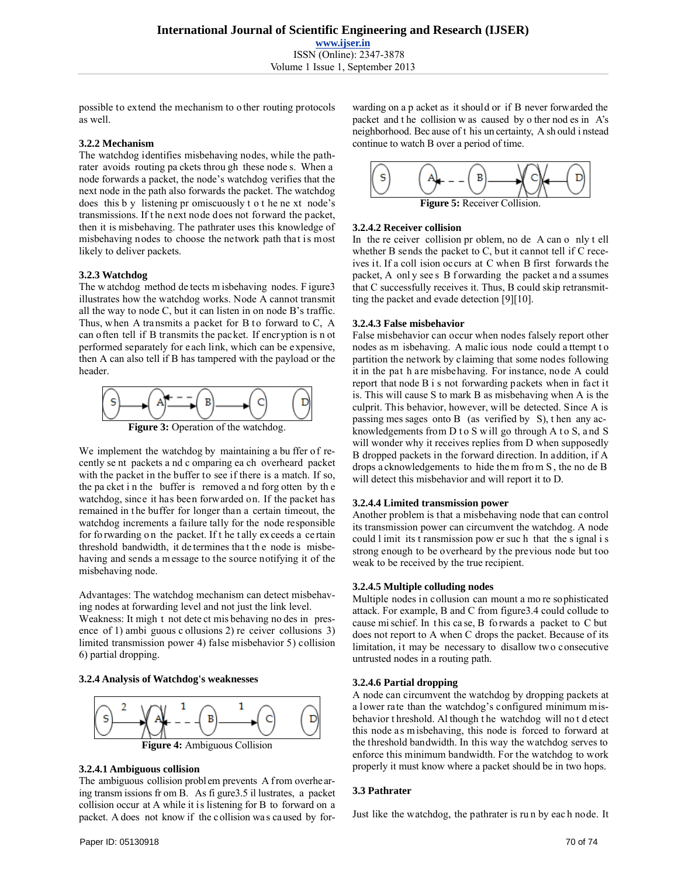possible to extend the mechanism to other routing protocols as well.

### 3.2.2 Mechanism

The watchdog identifies misbehaving nodes, while the pathrater avoids routing packets through these nodes. When a node forwards a packet, the node's watchdog verifies that the next node in the path also forwards the packet. The watchdog does this by listening promiscuously to the next node's transmissions. If the next node does not forward the packet, then it is misbehaving. The pathrater uses this knowledge of misbehaving nodes to choose the network path that is most likely to deliver packets.

### 3.2.3 Watchdog

The watchdog method detects misbehaving nodes. Figure3 illustrates how the watchdog works. Node A cannot transmit all the way to node C, but it can listen in on node B's traffic. Thus, when A transmits a packet for B to forward to C, A can often tell if B transmits the packet. If encryption is not performed separately for each link, which can be expensive, then A can also tell if B has tampered with the payload or the header.

S A B C D

**Figure 3:** Operation of the watchdog.

We implement the watchdog by maintaining a buffer of recently sent packets and comparing each overheard packet with the packet in the buffer to see if there is a match. If so, the packet in the buffer is removed and forgotten by the watchdog, since it has been forwarded on. If the packet has remained in the buffer for longer than a certain timeout, the watchdog increments a failure tally for the node responsible for forwarding on the packet. If the tally exceeds a certain threshold bandwidth, it determines that the node is misbehaving and sends a message to the source notifying it of the misbehaving node.

Advantages: The watchdog mechanism can detect misbehaving nodes at forwarding level and not just the link level.
Weakness: It might not detect misbehaving nodes in presence of 1) ambiguous collusions 2) receiver collusions 3) limited transmission power 4) false misbehavior 5) collision 6) partial dropping.

### 3.2.4 Analysis of Watchdog's weaknesses

S 2 A 1 B 1 C D

**Figure 4:** Ambiguous Collision

#### 3.2.4.1 Ambiguous collision

The ambiguous collision problem prevents A from overhearing transmissions from B. As figure3.5 illustrates, a packet collision occur at A while it is listening for B to forward on a packet. A does not know if the collision was caused by forwarding on a packet as it should or if B never forwarded the packet and the collision was caused by other nodes in A's neighborhood. Because of this uncertainty, A should instead continue to watch B over a period of time.

S A B C D

**Figure 5:** Receiver Collision.

#### 3.2.4.2 Receiver collision

In the receiver collision problem, node A can only tell whether B sends the packet to C, but it cannot tell if C receives it. If a collision occurs at C when B first forwards the packet, A only sees B forwarding the packet and assumes that C successfully receives it. Thus, B could skip retransmitting the packet and evade detection [9][10].

#### 3.2.4.3 False misbehavior

False misbehavior can occur when nodes falsely report other nodes as misbehaving. A malicious node could attempt to partition the network by claiming that some nodes following it in the path are misbehaving. For instance, node A could report that node B is not forwarding packets when in fact it is. This will cause S to mark B as misbehaving when A is the culprit. This behavior, however, will be detected. Since A is passing messages onto B (as verified by S), then any acknowledgements from D to S will go through A to S, and S will wonder why it receives replies from D when supposedly B dropped packets in the forward direction. In addition, if A drops acknowledgements to hide them from S, the node B will detect this misbehavior and will report it to D.

#### 3.2.4.4 Limited transmission power

Another problem is that a misbehaving node that can control its transmission power can circumvent the watchdog. A node could limit its transmission power such that the signal is strong enough to be overheard by the previous node but too weak to be received by the true recipient.

#### 3.2.4.5 Multiple colluding nodes

Multiple nodes in collusion can mount a more sophisticated attack. For example, B and C from figure3.4 could collude to cause mischief. In this case, B forwards a packet to C but does not report to A when C drops the packet. Because of its limitation, it may be necessary to disallow two consecutive untrusted nodes in a routing path.

#### 3.2.4.6 Partial dropping

A node can circumvent the watchdog by dropping packets at a lower rate than the watchdog's configured minimum misbehavior threshold. Although the watchdog will not detect this node as misbehaving, this node is forced to forward at the threshold bandwidth. In this way the watchdog serves to enforce this minimum bandwidth. For the watchdog to work properly it must know where a packet should be in two hops.

### 3.3 Pathrater

Just like the watchdog, the pathrater is run by each node. It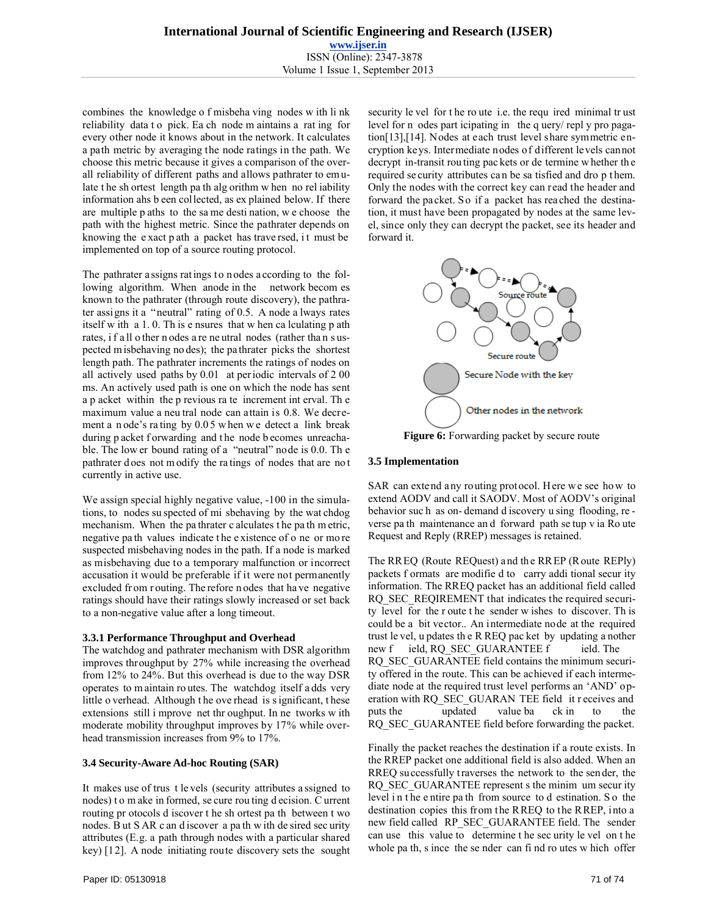combines the knowledge of misbehaving nodes with link reliability data to pick. Each node maintains a rating for every other node it knows about in the network. It calculates a path metric by averaging the node ratings in the path. We choose this metric because it gives a comparison of the overall reliability of different paths and allows pathrater to emulate the shortest length path algorithm when no reliability information ahs been collected, as explained below. If there are multiple paths to the same destination, we choose the path with the highest metric. Since the pathrater depends on knowing the exact path a packet has traversed, it must be implemented on top of a source routing protocol.

The pathrater assigns ratings to nodes according to the following algorithm. When anode in the network becomes known to the pathrater (through route discovery), the pathrater assigns it a "neutral" rating of 0.5. A node always rates itself with a 1.0. This ensures that when calculating path rates, if all other nodes are neutral nodes (rather than suspected misbehaving nodes); the pathrater picks the shortest length path. The pathrater increments the ratings of nodes on all actively used paths by 0.01 at periodic intervals of 200 ms. An actively used path is one on which the node has sent a packet within the previous rate increment interval. The maximum value a neutral node can attain is 0.8. We decrement a node's rating by 0.05 when we detect a link break during packet forwarding and the node becomes unreachable. The lower bound rating of a "neutral" node is 0.0. The pathrater does not modify the ratings of nodes that are not currently in active use.

We assign special highly negative value, -100 in the simulations, to nodes suspected of misbehaving by the watchdog mechanism. When the pathrater calculates the path metric, negative path values indicate the existence of one or more suspected misbehaving nodes in the path. If a node is marked as misbehaving due to a temporary malfunction or incorrect accusation it would be preferable if it were not permanently excluded from routing. Therefore nodes that have negative ratings should have their ratings slowly increased or set back to a non-negative value after a long timeout.

### 3.3.1 Performance Throughput and Overhead

The watchdog and pathrater mechanism with DSR algorithm improves throughput by 27% while increasing the overhead from 12% to 24%. But this overhead is due to the way DSR operates to maintain routes. The watchdog itself adds very little overhead. Although the overhead is significant, these extensions still improve net throughput. In networks with moderate mobility throughput improves by 17% while overhead transmission increases from 9% to 17%.

### 3.4 Security-Aware Ad-hoc Routing (SAR)

It makes use of trust levels (security attributes assigned to nodes) to make informed, secure routing decision. Current routing protocols discover the shortest path between two nodes. But SAR can discover a path with desired security attributes (E.g. a path through nodes with a particular shared key) [12]. A node initiating route discovery sets the sought security level for the route i.e. the required minimal trust level for nodes participating in the query/reply propagation[13],[14]. Nodes at each trust level share symmetric encryption keys. Intermediate nodes of different levels cannot decrypt in-transit routing packets or determine whether the required security attributes can be satisfied and drop them. Only the nodes with the correct key can read the header and forward the packet. So if a packet has reached the destination, it must have been propagated by nodes at the same level, since only they can decrypt the packet, see its header and forward it.

**Figure 6:** Forwarding packet by secure route

### 3.5 Implementation

SAR can extend any routing protocol. Here we see how to extend AODV and call it SAODV. Most of AODV's original behavior such as on-demand discovery using flooding, reverse path maintenance and forward path setup via Route Request and Reply (RREP) messages is retained.

The RREQ (Route REQuest) and the RREP (Route REPly) packets formats are modified to carry additional security information. The RREQ packet has an additional field called RQ_SEC_REQIREMENT that indicates the required security level for the route the sender wishes to discover. This could be a bit vector.. An intermediate node at the required trust level, updates the RREQ packet by updating another new field, RQ_SEC_GUARANTEE field. The RQ_SEC_GUARANTEE field contains the minimum security offered in the route. This can be achieved if each intermediate node at the required trust level performs an 'AND' operation with RQ_SEC_GUARANTEE field it receives and puts the updated value back in to the RQ_SEC_GUARANTEE field before forwarding the packet.

Finally the packet reaches the destination if a route exists. In the RREP packet one additional field is also added. When an RREQ successfully traverses the network to the sender, the RQ_SEC_GUARANTEE represents the minimum security level in the entire path from source to destination. So the destination copies this from the RREQ to the RREP, into a new field called RP_SEC_GUARANTEE field. The sender can use this value to determine the security level on the whole path, since the sender can find routes which offer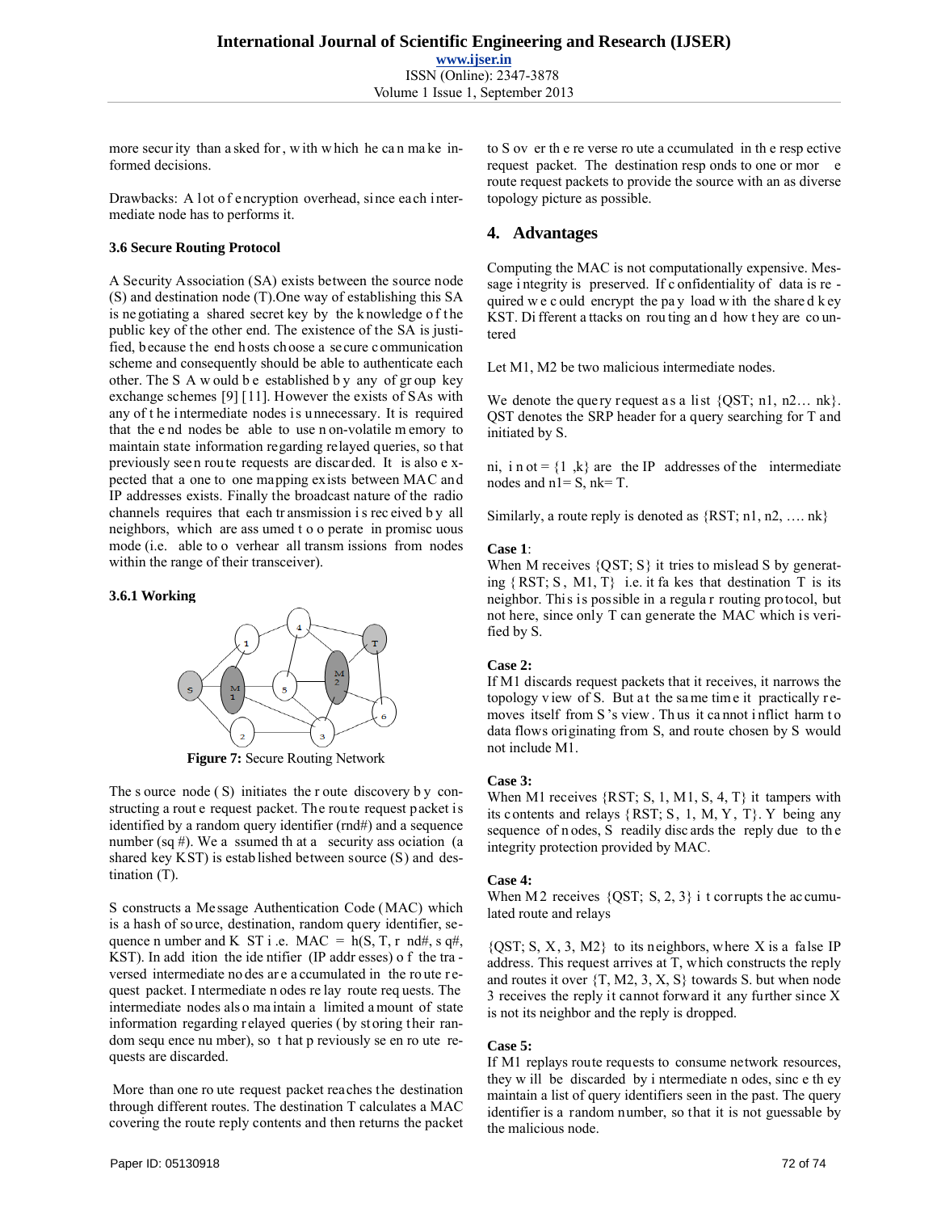more security than asked for, with which he can make informed decisions.

Drawbacks: A lot of encryption overhead, since each intermediate node has to performs it.

### 3.6 Secure Routing Protocol

A Security Association (SA) exists between the source node (S) and destination node (T).One way of establishing this SA is negotiating a shared secret key by the knowledge of the public key of the other end. The existence of the SA is justified, because the end hosts choose a secure communication scheme and consequently should be able to authenticate each other. The SA would be established by any of group key exchange schemes [9] [11]. However the exists of SAs with any of the intermediate nodes is unnecessary. It is required that the end nodes be able to use non-volatile memory to maintain state information regarding relayed queries, so that previously seen route requests are discarded. It is also expected that a one to one mapping exists between MAC and IP addresses exists. Finally the broadcast nature of the radio channels requires that each transmission is received by all neighbors, which are assumed to operate in promiscuous mode (i.e. able to overhear all transmissions from nodes within the range of their transceiver).

#### 3.6.1 Working

**Figure 7:** Secure Routing Network

The source node (S) initiates the route discovery by constructing a route request packet. The route request packet is identified by a random query identifier (rnd#) and a sequence number (sq #). We assumed that a security association (a shared key KST) is established between source (S) and destination (T).

S constructs a Message Authentication Code (MAC) which is a hash of source, destination, random query identifier, sequence number and KST i.e. MAC = h(S, T, rnd#, sq#, KST). In addition the identifier (IP addresses) of the traversed intermediate nodes are accumulated in the route request packet. Intermediate nodes relay route requests. The intermediate nodes also maintain a limited amount of state information regarding relayed queries (by storing their random sequence number), so that previously seen route requests are discarded.

More than one route request packet reaches the destination through different routes. The destination T calculates a MAC covering the route reply contents and then returns the packet to S over the reverse route accumulated in the respective request packet. The destination responds to one or more route request packets to provide the source with an as diverse topology picture as possible.

## 4. Advantages

Computing the MAC is not computationally expensive. Message integrity is preserved. If confidentiality of data is required we could encrypt the pay load with the shared key KST. Different attacks on routing and how they are countered

Let M1, M2 be two malicious intermediate nodes.

We denote the query request as a list {QST; n1, n2… nk}. QST denotes the SRP header for a query searching for T and initiated by S.

ni, i not = {1 ,k} are the IP addresses of the intermediate nodes and n1= S, nk= T.

Similarly, a route reply is denoted as {RST; n1, n2, …. nk}

**Case 1**:
When M receives {QST; S} it tries to mislead S by generating {RST; S, M1, T} i.e. it fakes that destination T is its neighbor. This is possible in a regular routing protocol, but not here, since only T can generate the MAC which is verified by S.

**Case 2:**
If M1 discards request packets that it receives, it narrows the topology view of S. But at the same time it practically removes itself from S's view. Thus it cannot inflict harm to data flows originating from S, and route chosen by S would not include M1.

**Case 3:**
When M1 receives {RST; S, 1, M1, S, 4, T} it tampers with its contents and relays {RST; S, 1, M, Y, T}. Y being any sequence of nodes, S readily discards the reply due to the integrity protection provided by MAC.

**Case 4:**
When M2 receives {QST; S, 2, 3} it corrupts the accumulated route and relays

{QST; S, X, 3, M2} to its neighbors, where X is a false IP address. This request arrives at T, which constructs the reply and routes it over {T, M2, 3, X, S} towards S. but when node 3 receives the reply it cannot forward it any further since X is not its neighbor and the reply is dropped.

**Case 5:**
If M1 replays route requests to consume network resources, they will be discarded by intermediate nodes, since they maintain a list of query identifiers seen in the past. The query identifier is a random number, so that it is not guessable by the malicious node.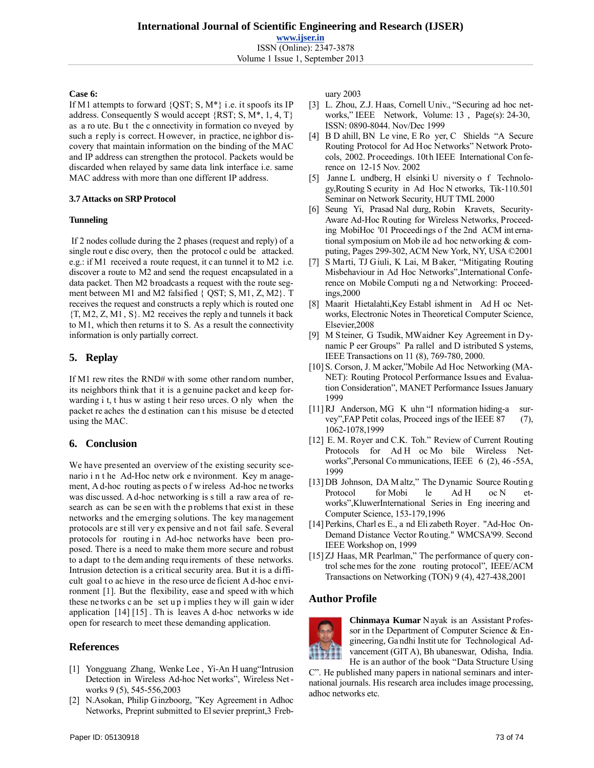**Case 6:**

If M1 attempts to forward {QST; S, M*} i.e. it spoofs its IP address. Consequently S would accept {RST; S, M*, 1, 4, T} as a route. But the connectivity information conveyed by such a reply is correct. However, in practice, neighbor discovery that maintain information on the binding of the MAC and IP address can strengthen the protocol. Packets would be discarded when relayed by same data link interface i.e. same MAC address with more than one different IP address.

### 3.7 Attacks on SRP Protocol

**Tunneling**

If 2 nodes collude during the 2 phases (request and reply) of a single route discovery, then the protocol could be attacked. e.g.: if M1 received a route request, it can tunnel it to M2 i.e. discover a route to M2 and send the request encapsulated in a data packet. Then M2 broadcasts a request with the route segment between M1 and M2 falsified { QST; S, M1, Z, M2}. T receives the request and constructs a reply which is routed one {T, M2, Z, M1, S}. M2 receives the reply and tunnels it back to M1, which then returns it to S. As a result the connectivity information is only partially correct.

## 5. Replay

If M1 rewrites the RND# with some other random number, its neighbors think that it is a genuine packet and keep forwarding it, thus wasting their resources. Only when the packet reaches the destination can this misuse be detected using the MAC.

## 6. Conclusion

We have presented an overview of the existing security scenario in the Ad-Hoc network environment. Key management, Ad-hoc routing aspects of wireless Ad-hoc networks was discussed. Ad-hoc networking is still a raw area of research as can be seen with the problems that exist in these networks and the emerging solutions. The key management protocols are still very expensive and not fail safe. Several protocols for routing in Ad-hoc networks have been proposed. There is a need to make them more secure and robust to adapt to the demanding requirements of these networks. Intrusion detection is a critical security area. But it is a difficult goal to achieve in the resource deficient Ad-hoc environment [1]. But the flexibility, ease and speed with which these networks can be set up implies they will gain wider application [14] [15]. This leaves Ad-hoc networks wide open for research to meet these demanding application.

## References

[1] Yongguang Zhang, Wenke Lee, Yi-An Huang"Intrusion Detection in Wireless Ad-hoc Networks", Wireless Networks 9 (5), 545-556,2003

[2] N.Asokan, Philip Ginzboorg, "Key Agreement in Adhoc Networks, Preprint submitted to Elsevier preprint,3 Frebuary 2003

[3] L. Zhou, Z.J. Haas, Cornell Univ., "Securing ad hoc networks," IEEE Network, Volume: 13 , Page(s): 24-30, ISSN: 0890-8044. Nov/Dec 1999

[4] B D ahill, BN Levine, E Royer, C Shields "A Secure Routing Protocol for Ad Hoc Networks" Network Protocols, 2002. Proceedings. 10th IEEE International Conference on 12-15 Nov. 2002

[5] Janne Lundberg, Helsinki University of Technology,Routing Security in Ad Hoc Networks, Tik-110.501 Seminar on Network Security, HUT TML 2000

[6] Seung Yi, Prasad Naldurg, Robin Kravets, Security-Aware Ad-Hoc Routing for Wireless Networks, Proceeding MobiHoc '01 Proceedings of the 2nd ACM international symposium on Mobile ad hoc networking & computing, Pages 299-302, ACM New York, NY, USA ©2001

[7] S Marti, TJ Giuli, K Lai, M Baker, "Mitigating Routing Misbehaviour in Ad Hoc Networks",International Conference on Mobile Computing and Networking: Proceedings,2000

[8] Maarit Hietalahti,Key Establishment in Ad Hoc Networks, Electronic Notes in Theoretical Computer Science, Elsevier,2008

[9] M Steiner, G Tsudik, MWaidner Key Agreement in Dynamic Peer Groups" Parallel and Distributed Systems, IEEE Transactions on 11 (8), 769-780, 2000.

[10] S. Corson, J. Macker,"Mobile Ad Hoc Networking (MANET): Routing Protocol Performance Issues and Evaluation Consideration", MANET Performance Issues January 1999

[11] RJ Anderson, MG Kuhn "Information hiding-a survey",FAP Petitcolas, Proceedings of the IEEE 87 (7), 1062-1078,1999

[12] E. M. Royer and C.K. Toh." Review of Current Routing Protocols for Ad Hoc Mobile Wireless Networks",Personal Communications, IEEE 6 (2), 46 -55A, 1999

[13] DB Johnson, DA Maltz," The Dynamic Source Routing Protocol for Mobile Ad Hoc Networks",KluwerInternational Series in Engineering and Computer Science, 153-179,1996

[14] Perkins, Charles E., and Elizabeth Royer. "Ad-Hoc On-Demand Distance Vector Routing." WMCSA'99. Second IEEE Workshop on, 1999

[15] ZJ Haas, MR Pearlman," The performance of query control schemes for the zone routing protocol", IEEE/ACM Transactions on Networking (TON) 9 (4), 427-438,2001

## Author Profile

**Chinmaya Kumar** Nayak is an Assistant Professor in the Department of Computer Science & Engineering, Gandhi Institute for Technological Advancement (GITA), Bhubaneswar, Odisha, India. He is an author of the book "Data Structure Using C". He published many papers in national seminars and international journals. His research area includes image processing, adhoc networks etc.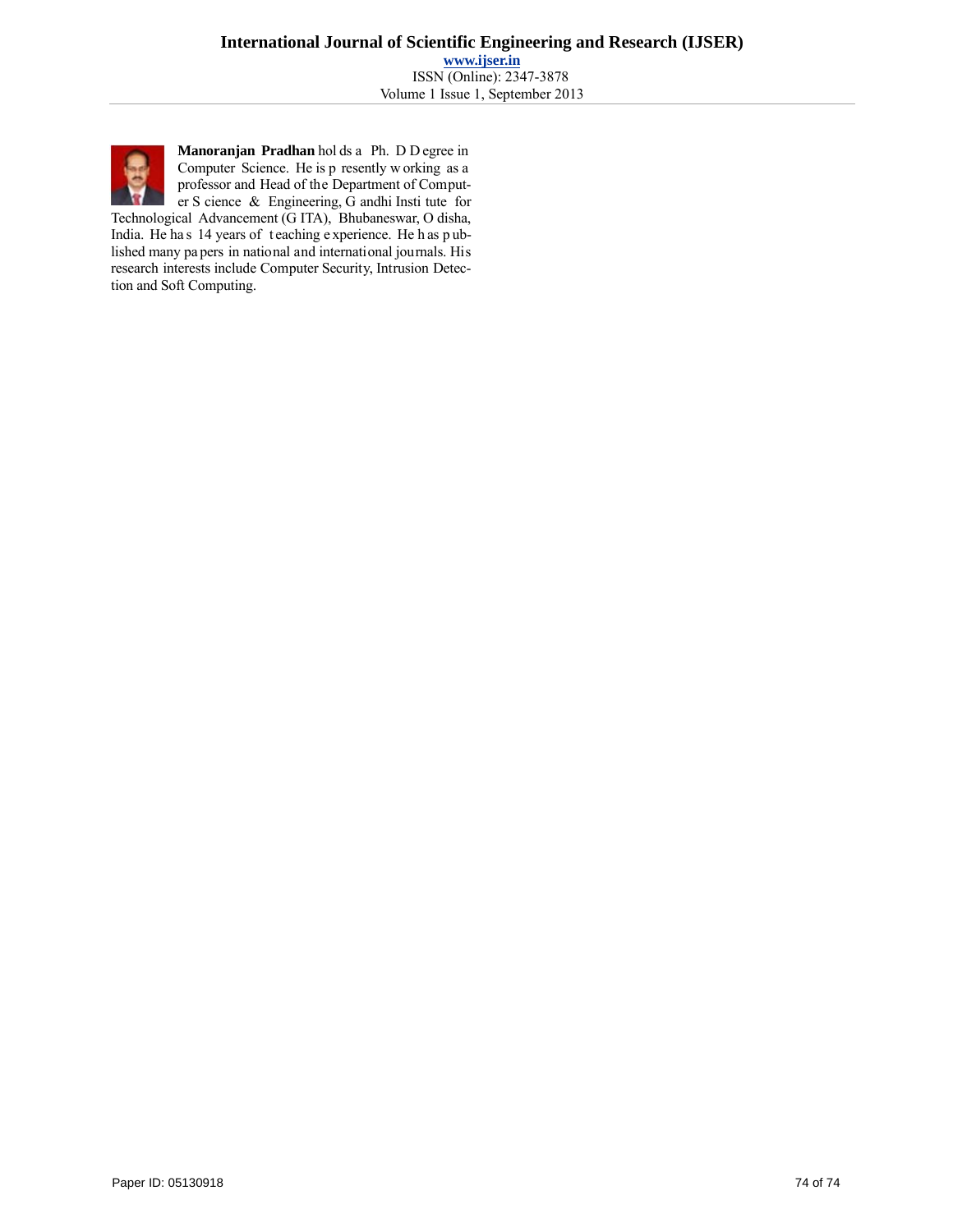**Manoranjan Pradhan** holds a Ph. D Degree in Computer Science. He is presently working as a professor and Head of the Department of Computer Science & Engineering, Gandhi Institute for Technological Advancement (GITA), Bhubaneswar, Odisha, India. He has 14 years of teaching experience. He has published many papers in national and international journals. His research interests include Computer Security, Intrusion Detection and Soft Computing.